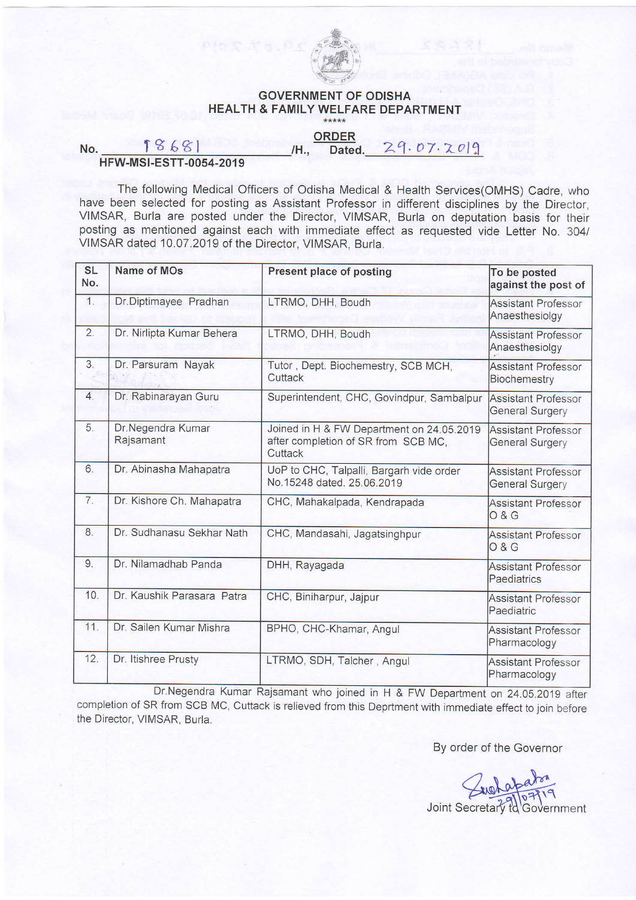# GOVERNMENT OF ODISHA
## HEALTH & FAMILY WELFARE DEPARTMENT

\*\*\*\*\*

### ORDER

No. 18681 /H., Dated. 29.07.2019

HFW-MSI-ESTT-0054-2019

The following Medical Officers of Odisha Medical & Health Services(OMHS) Cadre, who have been selected for posting as Assistant Professor in different disciplines by the Director, VIMSAR, Burla are posted under the Director, VIMSAR, Burla on deputation basis for their posting as mentioned against each with immediate effect as requested vide Letter No. 304/ VIMSAR dated 10.07.2019 of the Director, VIMSAR, Burla.

| SL No. | Name of MOs | Present place of posting | To be posted against the post of |
|---|---|---|---|
| 1. | Dr.Diptimayee Pradhan | LTRMO, DHH, Boudh | Assistant Professor Anaesthesiolgy |
| 2. | Dr. Nirlipta Kumar Behera | LTRMO, DHH, Boudh | Assistant Professor Anaesthesiolgy |
| 3. | Dr. Parsuram Nayak | Tutor , Dept. Biochemestry, SCB MCH, Cuttack | Assistant Professor Biochemestry |
| 4. | Dr. Rabinarayan Guru | Superintendent, CHC, Govindpur, Sambalpur | Assistant Professor General Surgery |
| 5. | Dr.Negendra Kumar Rajsamant | Joined in H & FW Department on 24.05.2019 after completion of SR from SCB MC, Cuttack | Assistant Professor General Surgery |
| 6. | Dr. Abinasha Mahapatra | UoP to CHC, Talpalli, Bargarh vide order No.15248 dated. 25.06.2019 | Assistant Professor General Surgery |
| 7. | Dr. Kishore Ch. Mahapatra | CHC, Mahakalpada, Kendrapada | Assistant Professor O & G |
| 8. | Dr. Sudhanasu Sekhar Nath | CHC, Mandasahi, Jagatsinghpur | Assistant Professor O & G |
| 9. | Dr. Nilamadhab Panda | DHH, Rayagada | Assistant Professor Paediatrics |
| 10. | Dr. Kaushik Parasara Patra | CHC, Biniharpur, Jajpur | Assistant Professor Paediatric |
| 11. | Dr. Sailen Kumar Mishra | BPHO, CHC-Khamar, Angul | Assistant Professor Pharmacology |
| 12. | Dr. Itishree Prusty | LTRMO, SDH, Talcher , Angul | Assistant Professor Pharmacology |

Dr.Negendra Kumar Rajsamant who joined in H & FW Department on 24.05.2019 after completion of SR from SCB MC, Cuttack is relieved from this Deprtment with immediate effect to join before the Director, VIMSAR, Burla.

By order of the Governor

Joint Secretary to Government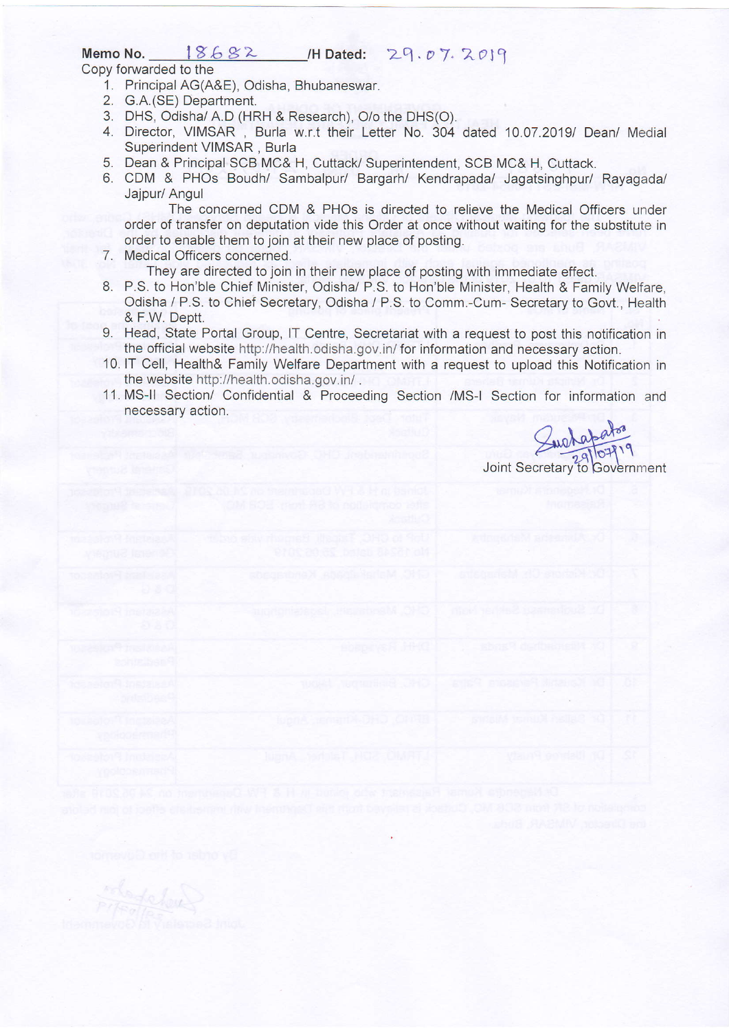Memo No. 18682 /H Dated: 29.07.2019

Copy forwarded to the

1. Principal AG(A&E), Odisha, Bhubaneswar.
2. G.A.(SE) Department.
3. DHS, Odisha/ A.D (HRH & Research), O/o the DHS(O).
4. Director, VIMSAR , Burla w.r.t their Letter No. 304 dated 10.07.2019/ Dean/ Medial Superindent VIMSAR , Burla
5. Dean & Principal SCB MC& H, Cuttack/ Superintendent, SCB MC& H, Cuttack.
6. CDM & PHOs Boudh/ Sambalpur/ Bargarh/ Kendrapada/ Jagatsinghpur/ Rayagada/ Jajpur/ Angul

   The concerned CDM & PHOs is directed to relieve the Medical Officers under order of transfer on deputation vide this Order at once without waiting for the substitute in order to enable them to join at their new place of posting.
7. Medical Officers concerned.

   They are directed to join in their new place of posting with immediate effect.
8. P.S. to Hon'ble Chief Minister, Odisha/ P.S. to Hon'ble Minister, Health & Family Welfare, Odisha / P.S. to Chief Secretary, Odisha / P.S. to Comm.-Cum- Secretary to Govt., Health & F.W. Deptt.
9. Head, State Portal Group, IT Centre, Secretariat with a request to post this notification in the official website http://health.odisha.gov.in/ for information and necessary action.
10. IT Cell, Health& Family Welfare Department with a request to upload this Notification in the website http://health.odisha.gov.in/ .
11. MS-II Section/ Confidential & Proceeding Section /MS-I Section for information and necessary action.

29/07/19

Joint Secretary to Government